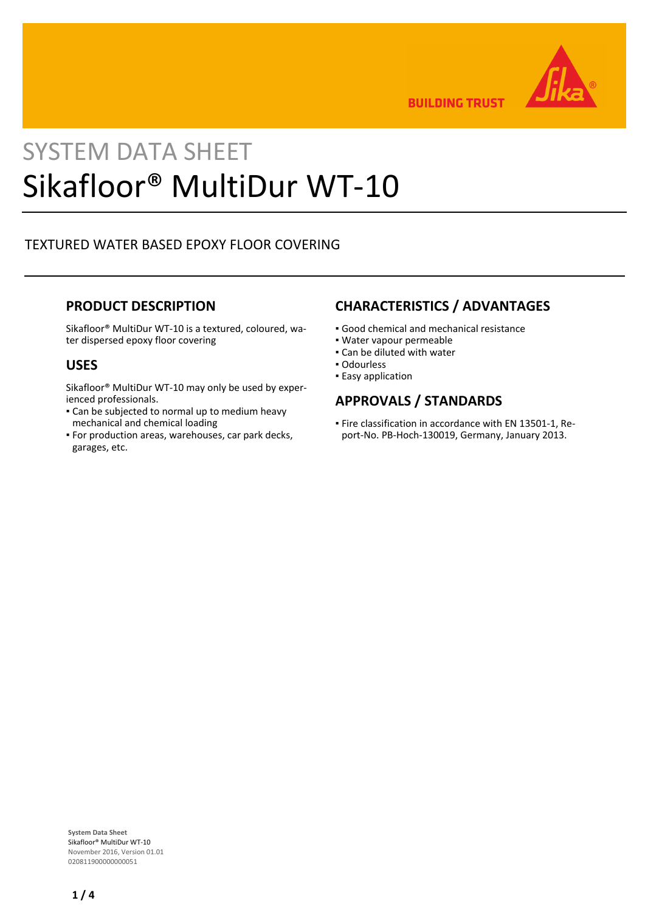# SYSTEM DATA SHEET

# Sikafloor® MultiDur WT-10

TEXTURED WATER BASED EPOXY FLOOR COVERING

## PRODUCT DESCRIPTION

Sikafloor® MultiDur WT-10 is a textured, coloured, water dispersed epoxy floor covering

## USES

Sikafloor® MultiDur WT-10 may only be used by experienced professionals.

- Can be subjected to normal up to medium heavy mechanical and chemical loading
- For production areas, warehouses, car park decks, garages, etc.

## CHARACTERISTICS / ADVANTAGES

- Good chemical and mechanical resistance
- Water vapour permeable
- Can be diluted with water
- Odourless
- Easy application

## APPROVALS / STANDARDS

- Fire classification in accordance with EN 13501-1, Report-No. PB-Hoch-130019, Germany, January 2013.

**System Data Sheet**
Sikafloor® MultiDur WT-10
November 2016, Version 01.01
020811900000000051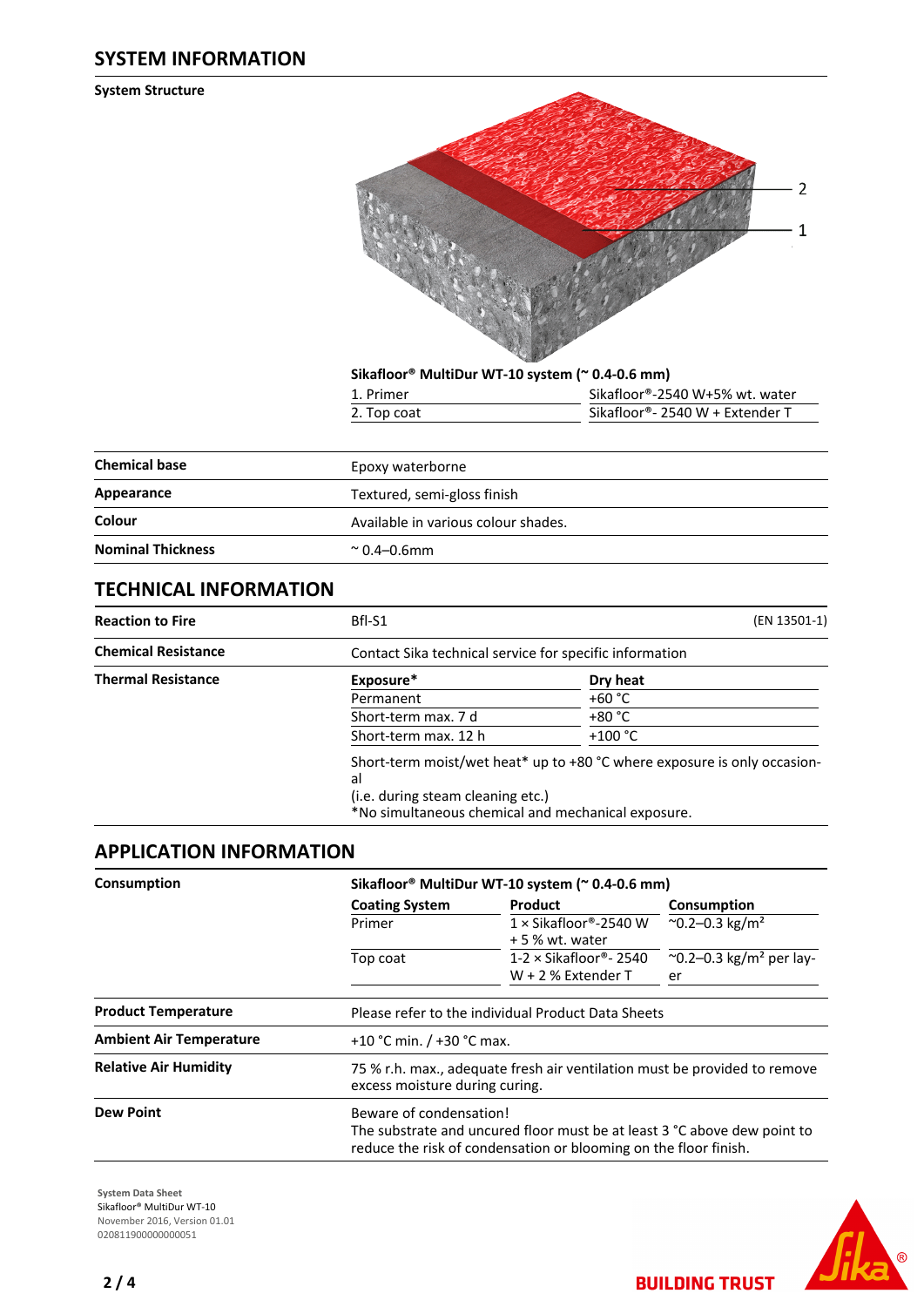## SYSTEM INFORMATION

### System Structure

**Sikafloor® MultiDur WT-10 system (~ 0.4-0.6 mm)**

| | |
|---|---|
| 1. Primer | Sikafloor®-2540 W+5% wt. water |
| 2. Top coat | Sikafloor®- 2540 W + Extender T |

| | |
|---|---|
| **Chemical base** | Epoxy waterborne |
| **Appearance** | Textured, semi-gloss finish |
| **Colour** | Available in various colour shades. |
| **Nominal Thickness** | ~ 0.4–0.6mm |

## TECHNICAL INFORMATION

| | |
|---|---|
| **Reaction to Fire** | Bfl-S1 (EN 13501-1) |
| **Chemical Resistance** | Contact Sika technical service for specific information |

**Thermal Resistance**

| Exposure* | Dry heat |
|---|---|
| Permanent | +60 °C |
| Short-term max. 7 d | +80 °C |
| Short-term max. 12 h | +100 °C |

Short-term moist/wet heat* up to +80 °C where exposure is only occasional
(i.e. during steam cleaning etc.)
*No simultaneous chemical and mechanical exposure.

## APPLICATION INFORMATION

**Consumption**

**Sikafloor® MultiDur WT-10 system (~ 0.4-0.6 mm)**

| Coating System | Product | Consumption |
|---|---|---|
| Primer | 1 × Sikafloor®-2540 W + 5 % wt. water | ~0.2–0.3 kg/m² |
| Top coat | 1-2 × Sikafloor®- 2540 W + 2 % Extender T | ~0.2–0.3 kg/m² per layer |

| | |
|---|---|
| **Product Temperature** | Please refer to the individual Product Data Sheets |
| **Ambient Air Temperature** | +10 °C min. / +30 °C max. |
| **Relative Air Humidity** | 75 % r.h. max., adequate fresh air ventilation must be provided to remove excess moisture during curing. |
| **Dew Point** | Beware of condensation! The substrate and uncured floor must be at least 3 °C above dew point to reduce the risk of condensation or blooming on the floor finish. |

System Data Sheet
Sikafloor® MultiDur WT-10
November 2016, Version 01.01
020811900000000051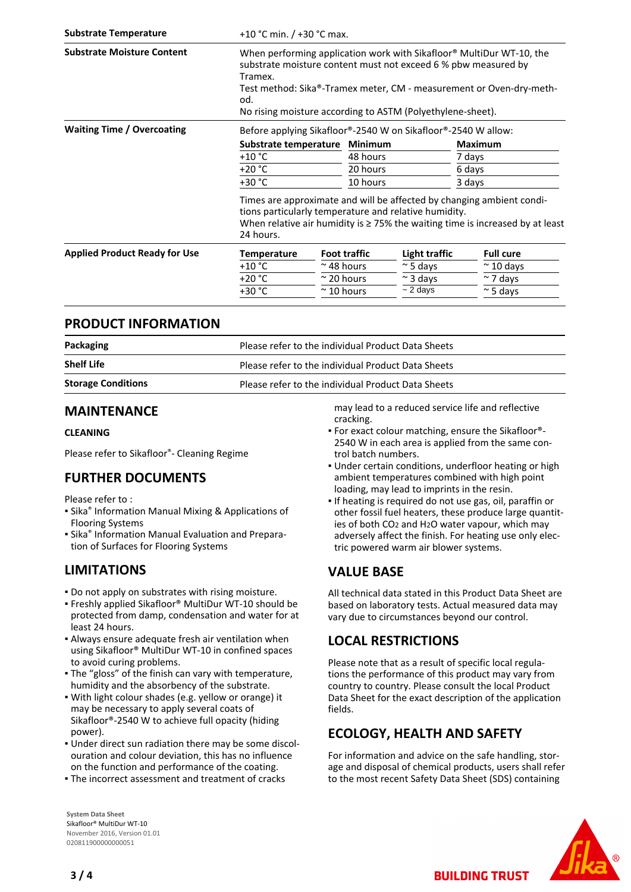| | |
|---|---|
| **Substrate Temperature** | +10 °C min. / +30 °C max. |
| **Substrate Moisture Content** | When performing application work with Sikafloor® MultiDur WT-10, the substrate moisture content must not exceed 6 % pbw measured by Tramex.<br>Test method: Sika®-Tramex meter, CM - measurement or Oven-dry-method.<br>No rising moisture according to ASTM (Polyethylene-sheet). |

**Waiting Time / Overcoating**

Before applying Sikafloor®-2540 W on Sikafloor®-2540 W allow:

| Substrate temperature | Minimum | Maximum |
|---|---|---|
| +10 °C | 48 hours | 7 days |
| +20 °C | 20 hours | 6 days |
| +30 °C | 10 hours | 3 days |

Times are approximate and will be affected by changing ambient conditions particularly temperature and relative humidity.
When relative air humidity is ≥ 75% the waiting time is increased by at least 24 hours.

**Applied Product Ready for Use**

| Temperature | Foot traffic | Light traffic | Full cure |
|---|---|---|---|
| +10 °C | ~ 48 hours | ~ 5 days | ~ 10 days |
| +20 °C | ~ 20 hours | ~ 3 days | ~ 7 days |
| +30 °C | ~ 10 hours | ~ 2 days | ~ 5 days |

## PRODUCT INFORMATION

| | |
|---|---|
| **Packaging** | Please refer to the individual Product Data Sheets |
| **Shelf Life** | Please refer to the individual Product Data Sheets |
| **Storage Conditions** | Please refer to the individual Product Data Sheets |

## MAINTENANCE

### CLEANING

Please refer to Sikafloor®- Cleaning Regime

## FURTHER DOCUMENTS

Please refer to :
- Sika® Information Manual Mixing & Applications of Flooring Systems
- Sika® Information Manual Evaluation and Preparation of Surfaces for Flooring Systems

## LIMITATIONS

- Do not apply on substrates with rising moisture.
- Freshly applied Sikafloor® MultiDur WT-10 should be protected from damp, condensation and water for at least 24 hours.
- Always ensure adequate fresh air ventilation when using Sikafloor® MultiDur WT-10 in confined spaces to avoid curing problems.
- The “gloss” of the finish can vary with temperature, humidity and the absorbency of the substrate.
- With light colour shades (e.g. yellow or orange) it may be necessary to apply several coats of Sikafloor®-2540 W to achieve full opacity (hiding power).
- Under direct sun radiation there may be some discolouration and colour deviation, this has no influence on the function and performance of the coating.
- The incorrect assessment and treatment of cracks may lead to a reduced service life and reflective cracking.
- For exact colour matching, ensure the Sikafloor®-2540 W in each area is applied from the same control batch numbers.
- Under certain conditions, underfloor heating or high ambient temperatures combined with high point loading, may lead to imprints in the resin.
- If heating is required do not use gas, oil, paraffin or other fossil fuel heaters, these produce large quantities of both $CO_2$ and $H_2O$ water vapour, which may adversely affect the finish. For heating use only electric powered warm air blower systems.

## VALUE BASE

All technical data stated in this Product Data Sheet are based on laboratory tests. Actual measured data may vary due to circumstances beyond our control.

## LOCAL RESTRICTIONS

Please note that as a result of specific local regulations the performance of this product may vary from country to country. Please consult the local Product Data Sheet for the exact description of the application fields.

## ECOLOGY, HEALTH AND SAFETY

For information and advice on the safe handling, storage and disposal of chemical products, users shall refer to the most recent Safety Data Sheet (SDS) containing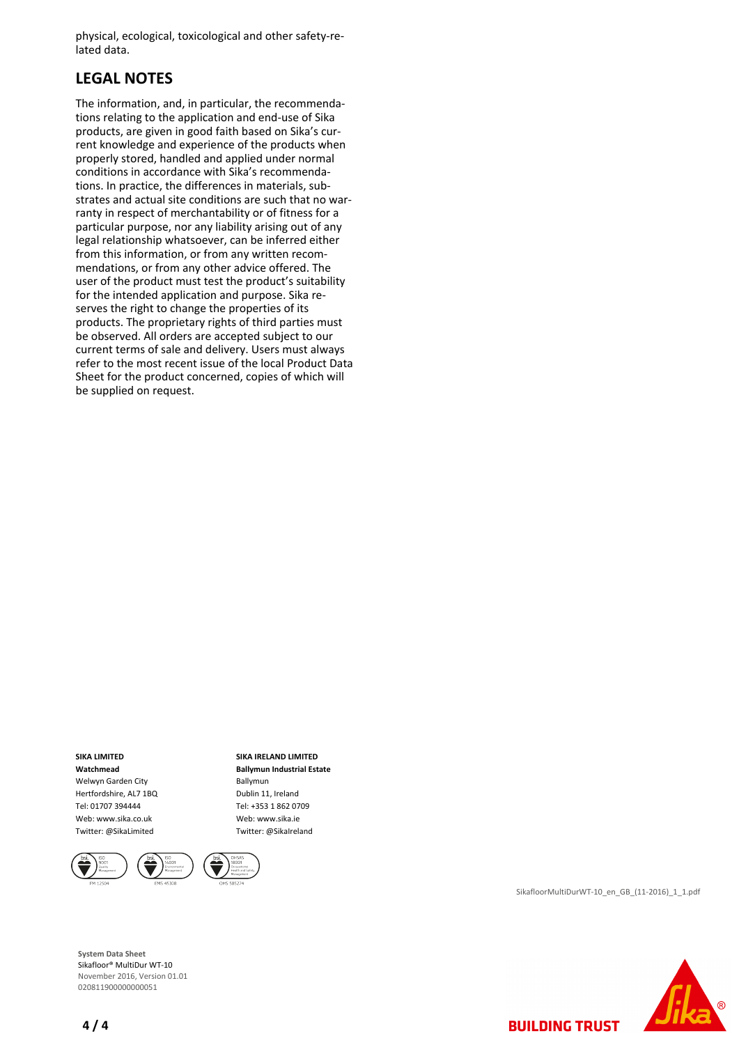physical, ecological, toxicological and other safety-related data.

## LEGAL NOTES

The information, and, in particular, the recommendations relating to the application and end-use of Sika products, are given in good faith based on Sika's current knowledge and experience of the products when properly stored, handled and applied under normal conditions in accordance with Sika's recommendations. In practice, the differences in materials, substrates and actual site conditions are such that no warranty in respect of merchantability or of fitness for a particular purpose, nor any liability arising out of any legal relationship whatsoever, can be inferred either from this information, or from any written recommendations, or from any other advice offered. The user of the product must test the product's suitability for the intended application and purpose. Sika reserves the right to change the properties of its products. The proprietary rights of third parties must be observed. All orders are accepted subject to our current terms of sale and delivery. Users must always refer to the most recent issue of the local Product Data Sheet for the product concerned, copies of which will be supplied on request.

**SIKA LIMITED**
**Watchmead**
Welwyn Garden City
Hertfordshire, AL7 1BQ
Tel: 01707 394444
Web: www.sika.co.uk
Twitter: @SikaLimited

**SIKA IRELAND LIMITED**
**Ballymun Industrial Estate**
Ballymun
Dublin 11, Ireland
Tel: +353 1 862 0709
Web: www.sika.ie
Twitter: @SikaIreland

FM 12504 EMS 45308 OHS 585274

SikafloorMultiDurWT-10_en_GB_(11-2016)_1_1.pdf

**System Data Sheet**
Sikafloor® MultiDur WT-10
November 2016, Version 01.01
020811900000000051